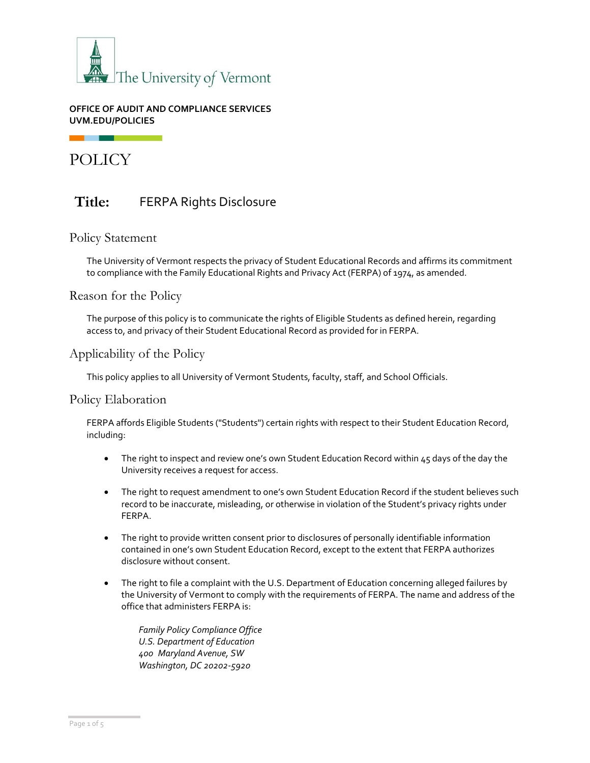The University of Vermont

**OFFICE OF AUDIT AND COMPLIANCE SERVICES**
**UVM.EDU/POLICIES**

# POLICY

## Title: FERPA Rights Disclosure

### Policy Statement

The University of Vermont respects the privacy of Student Educational Records and affirms its commitment to compliance with the Family Educational Rights and Privacy Act (FERPA) of 1974, as amended.

### Reason for the Policy

The purpose of this policy is to communicate the rights of Eligible Students as defined herein, regarding access to, and privacy of their Student Educational Record as provided for in FERPA.

### Applicability of the Policy

This policy applies to all University of Vermont Students, faculty, staff, and School Officials.

### Policy Elaboration

FERPA affords Eligible Students ("Students") certain rights with respect to their Student Education Record, including:

- The right to inspect and review one's own Student Education Record within 45 days of the day the University receives a request for access.
- The right to request amendment to one's own Student Education Record if the student believes such record to be inaccurate, misleading, or otherwise in violation of the Student's privacy rights under FERPA.
- The right to provide written consent prior to disclosures of personally identifiable information contained in one's own Student Education Record, except to the extent that FERPA authorizes disclosure without consent.
- The right to file a complaint with the U.S. Department of Education concerning alleged failures by the University of Vermont to comply with the requirements of FERPA. The name and address of the office that administers FERPA is:

  *Family Policy Compliance Office*
  *U.S. Department of Education*
  *400 Maryland Avenue, SW*
  *Washington, DC 20202-5920*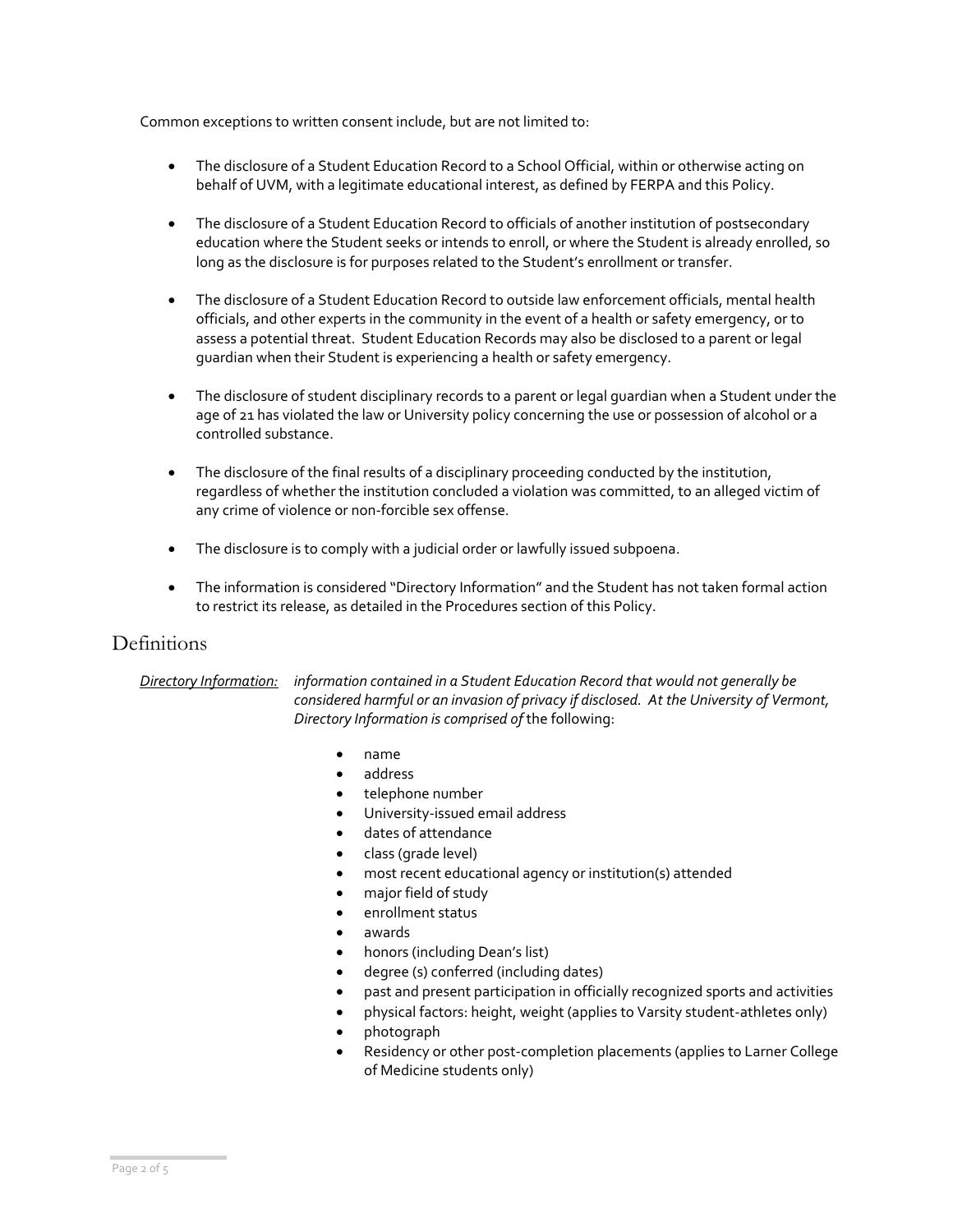Common exceptions to written consent include, but are not limited to:

- The disclosure of a Student Education Record to a School Official, within or otherwise acting on behalf of UVM, with a legitimate educational interest, as defined by FERPA and this Policy.
- The disclosure of a Student Education Record to officials of another institution of postsecondary education where the Student seeks or intends to enroll, or where the Student is already enrolled, so long as the disclosure is for purposes related to the Student's enrollment or transfer.
- The disclosure of a Student Education Record to outside law enforcement officials, mental health officials, and other experts in the community in the event of a health or safety emergency, or to assess a potential threat. Student Education Records may also be disclosed to a parent or legal guardian when their Student is experiencing a health or safety emergency.
- The disclosure of student disciplinary records to a parent or legal guardian when a Student under the age of 21 has violated the law or University policy concerning the use or possession of alcohol or a controlled substance.
- The disclosure of the final results of a disciplinary proceeding conducted by the institution, regardless of whether the institution concluded a violation was committed, to an alleged victim of any crime of violence or non-forcible sex offense.
- The disclosure is to comply with a judicial order or lawfully issued subpoena.
- The information is considered "Directory Information" and the Student has not taken formal action to restrict its release, as detailed in the Procedures section of this Policy.

## Definitions

*Directory Information:* *information contained in a Student Education Record that would not generally be considered harmful or an invasion of privacy if disclosed. At the University of Vermont, Directory Information is comprised of* the following:

- name
- address
- telephone number
- University-issued email address
- dates of attendance
- class (grade level)
- most recent educational agency or institution(s) attended
- major field of study
- enrollment status
- awards
- honors (including Dean's list)
- degree (s) conferred (including dates)
- past and present participation in officially recognized sports and activities
- physical factors: height, weight (applies to Varsity student-athletes only)
- photograph
- Residency or other post-completion placements (applies to Larner College of Medicine students only)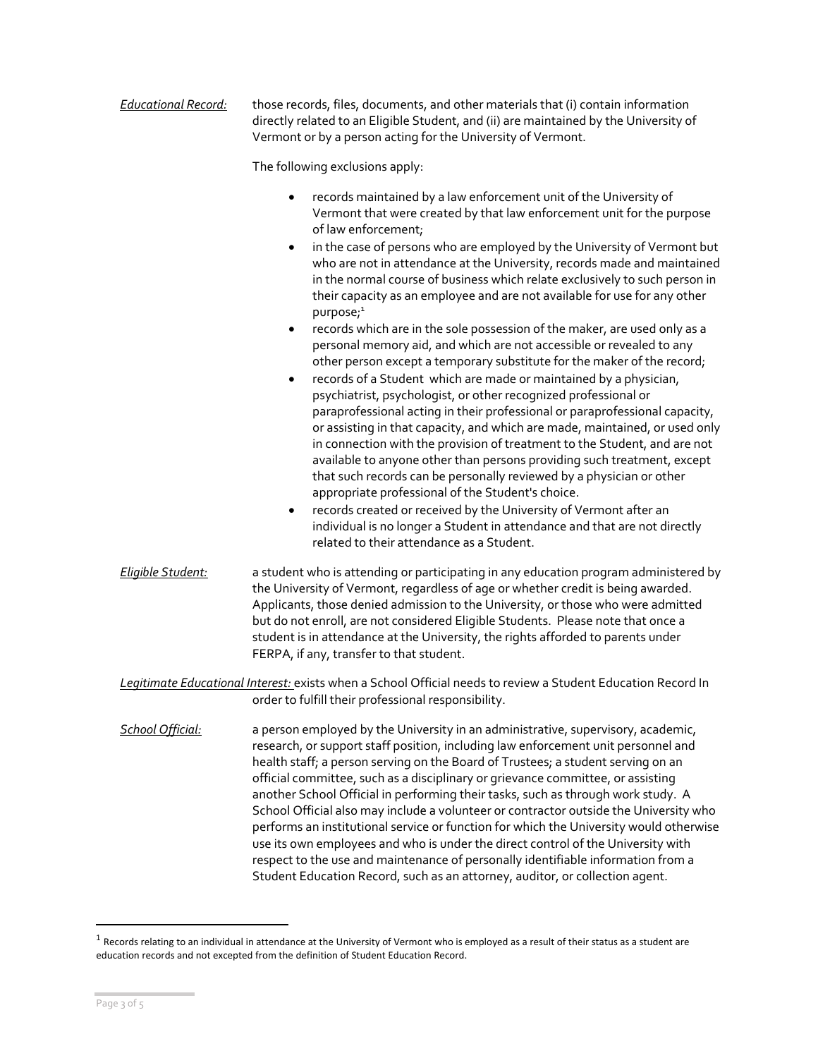*Educational Record:* those records, files, documents, and other materials that (i) contain information directly related to an Eligible Student, and (ii) are maintained by the University of Vermont or by a person acting for the University of Vermont.

The following exclusions apply:

- records maintained by a law enforcement unit of the University of Vermont that were created by that law enforcement unit for the purpose of law enforcement;
- in the case of persons who are employed by the University of Vermont but who are not in attendance at the University, records made and maintained in the normal course of business which relate exclusively to such person in their capacity as an employee and are not available for use for any other purpose;[1]
- records which are in the sole possession of the maker, are used only as a personal memory aid, and which are not accessible or revealed to any other person except a temporary substitute for the maker of the record;
- records of a Student which are made or maintained by a physician, psychiatrist, psychologist, or other recognized professional or paraprofessional acting in their professional or paraprofessional capacity, or assisting in that capacity, and which are made, maintained, or used only in connection with the provision of treatment to the Student, and are not available to anyone other than persons providing such treatment, except that such records can be personally reviewed by a physician or other appropriate professional of the Student's choice.
- records created or received by the University of Vermont after an individual is no longer a Student in attendance and that are not directly related to their attendance as a Student.

*Eligible Student:* a student who is attending or participating in any education program administered by the University of Vermont, regardless of age or whether credit is being awarded. Applicants, those denied admission to the University, or those who were admitted but do not enroll, are not considered Eligible Students. Please note that once a student is in attendance at the University, the rights afforded to parents under FERPA, if any, transfer to that student.

*Legitimate Educational Interest:* exists when a School Official needs to review a Student Education Record In order to fulfill their professional responsibility.

*School Official:* a person employed by the University in an administrative, supervisory, academic, research, or support staff position, including law enforcement unit personnel and health staff; a person serving on the Board of Trustees; a student serving on an official committee, such as a disciplinary or grievance committee, or assisting another School Official in performing their tasks, such as through work study. A School Official also may include a volunteer or contractor outside the University who performs an institutional service or function for which the University would otherwise use its own employees and who is under the direct control of the University with respect to the use and maintenance of personally identifiable information from a Student Education Record, such as an attorney, auditor, or collection agent.

---

[1] Records relating to an individual in attendance at the University of Vermont who is employed as a result of their status as a student are education records and not excepted from the definition of Student Education Record.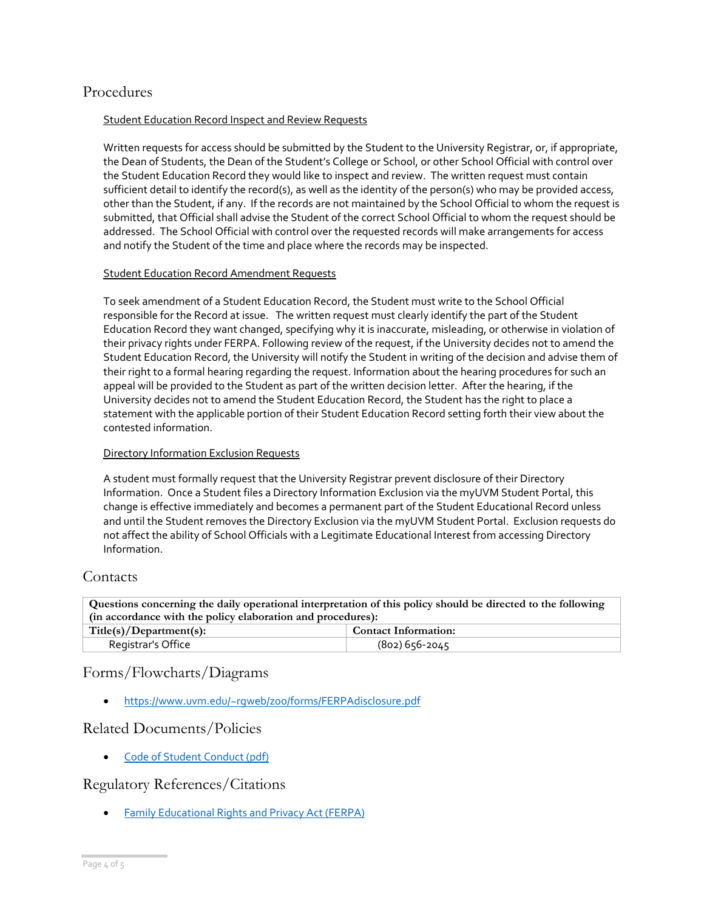## Procedures

### Student Education Record Inspect and Review Requests

Written requests for access should be submitted by the Student to the University Registrar, or, if appropriate, the Dean of Students, the Dean of the Student's College or School, or other School Official with control over the Student Education Record they would like to inspect and review. The written request must contain sufficient detail to identify the record(s), as well as the identity of the person(s) who may be provided access, other than the Student, if any. If the records are not maintained by the School Official to whom the request is submitted, that Official shall advise the Student of the correct School Official to whom the request should be addressed. The School Official with control over the requested records will make arrangements for access and notify the Student of the time and place where the records may be inspected.

### Student Education Record Amendment Requests

To seek amendment of a Student Education Record, the Student must write to the School Official responsible for the Record at issue. The written request must clearly identify the part of the Student Education Record they want changed, specifying why it is inaccurate, misleading, or otherwise in violation of their privacy rights under FERPA. Following review of the request, if the University decides not to amend the Student Education Record, the University will notify the Student in writing of the decision and advise them of their right to a formal hearing regarding the request. Information about the hearing procedures for such an appeal will be provided to the Student as part of the written decision letter. After the hearing, if the University decides not to amend the Student Education Record, the Student has the right to place a statement with the applicable portion of their Student Education Record setting forth their view about the contested information.

### Directory Information Exclusion Requests

A student must formally request that the University Registrar prevent disclosure of their Directory Information. Once a Student files a Directory Information Exclusion via the myUVM Student Portal, this change is effective immediately and becomes a permanent part of the Student Educational Record unless and until the Student removes the Directory Exclusion via the myUVM Student Portal. Exclusion requests do not affect the ability of School Officials with a Legitimate Educational Interest from accessing Directory Information.

## Contacts

| **Questions concerning the daily operational interpretation of this policy should be directed to the following (in accordance with the policy elaboration and procedures):** | |
|---|---|
| **Title(s)/Department(s):** | **Contact Information:** |
| Registrar's Office | (802) 656-2045 |

## Forms/Flowcharts/Diagrams

- https://www.uvm.edu/~rgweb/zoo/forms/FERPAdisclosure.pdf

## Related Documents/Policies

- Code of Student Conduct (pdf)

## Regulatory References/Citations

- Family Educational Rights and Privacy Act (FERPA)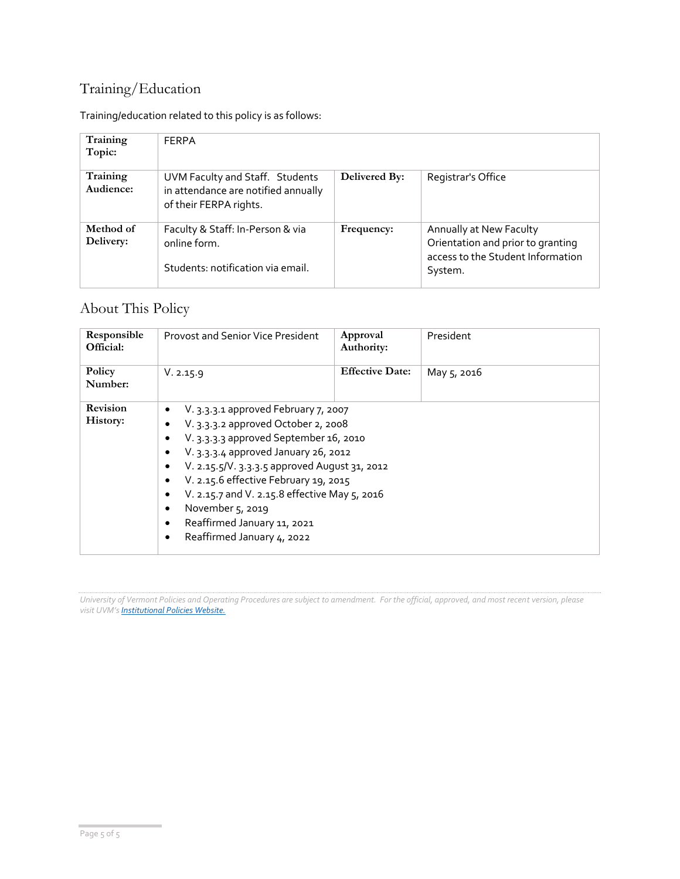## Training/Education

Training/education related to this policy is as follows:

| | | | |
|---|---|---|---|
| **Training Topic:** | FERPA | | |
| **Training Audience:** | UVM Faculty and Staff. Students in attendance are notified annually of their FERPA rights. | **Delivered By:** | Registrar's Office |
| **Method of Delivery:** | Faculty & Staff: In-Person & via online form.<br><br>Students: notification via email. | **Frequency:** | Annually at New Faculty Orientation and prior to granting access to the Student Information System. |

## About This Policy

| | | | |
|---|---|---|---|
| **Responsible Official:** | Provost and Senior Vice President | **Approval Authority:** | President |
| **Policy Number:** | V. 2.15.9 | **Effective Date:** | May 5, 2016 |
| **Revision History:** | • V. 3.3.3.1 approved February 7, 2007<br>• V. 3.3.3.2 approved October 2, 2008<br>• V. 3.3.3.3 approved September 16, 2010<br>• V. 3.3.3.4 approved January 26, 2012<br>• V. 2.15.5/V. 3.3.3.5 approved August 31, 2012<br>• V. 2.15.6 effective February 19, 2015<br>• V. 2.15.7 and V. 2.15.8 effective May 5, 2016<br>• November 5, 2019<br>• Reaffirmed January 11, 2021<br>• Reaffirmed January 4, 2022 | | |

*University of Vermont Policies and Operating Procedures are subject to amendment. For the official, approved, and most recent version, please visit UVM's [Institutional Policies Website.](#)*